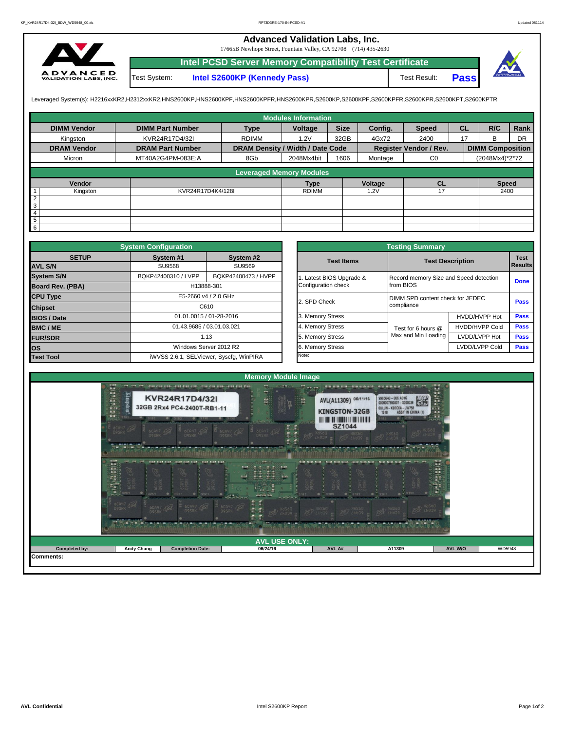# Advanced Validation Labs, Inc.

17665B Newhope Street, Fountain Valley, CA 92708 (714) 435-2630

## Intel PCSD Server Memory Compatibility Test Certificate

| Test System: | Intel S2600KP (Kennedy Pass) | Test Result: | **Pass** |
|---|---|---|---|

Leveraged System(s): H2216xxKR2,H2312xxKR2,HNS2600KP,HNS2600KPF,HNS2600KPFR,HNS2600KPR,S2600KP,S2600KPF,S2600KPFR,S2600KPR,S2600KPT,S2600KPTR

### Modules Information

| DIMM Vendor | DIMM Part Number | Type | Voltage | Size | Config. | Speed | CL | R/C | Rank |
|---|---|---|---|---|---|---|---|---|---|
| Kingston | KVR24R17D4/32I | RDIMM | 1.2V | 32GB | 4Gx72 | 2400 | 17 | B | DR |
| **DRAM Vendor** | **DRAM Part Number** | **DRAM Density / Width / Date Code** | | | **Register Vendor / Rev.** | | **DIMM Composition** | | |
| Micron | MT40A2G4PM-083E:A | 8Gb | 2048Mx4bit | 1606 | Montage | C0 | (2048Mx4)*2*72 | | |

### Leveraged Memory Modules

| | Vendor | | Type | Voltage | CL | Speed |
|---|---|---|---|---|---|---|
| 1 | Kingston | KVR24R17D4K4/128I | RDIMM | 1.2V | 17 | 2400 |
| 2 | | | | | | |
| 3 | | | | | | |
| 4 | | | | | | |
| 5 | | | | | | |
| 6 | | | | | | |

### System Configuration

| SETUP | System #1 | System #2 |
|---|---|---|
| AVL S/N | SU9568 | SU9569 |
| System S/N | BQKP42400310 / LVPP | BQKP42400473 / HVPP |
| Board Rev. (PBA) | H13888-301 | |
| CPU Type | E5-2660 v4 / 2.0 GHz | |
| Chipset | C610 | |
| BIOS / Date | 01.01.0015 / 01-28-2016 | |
| BMC / ME | 01.43.9685 / 03.01.03.021 | |
| FUR/SDR | 1.13 | |
| OS | Windows Server 2012 R2 | |
| Test Tool | iWVSS 2.6.1, SELViewer, Syscfg, WinPIRA | |

### Testing Summary

| Test Items | Test Description | | Test Results |
|---|---|---|---|
| 1. Latest BIOS Upgrade & Configuration check | Record memory Size and Speed detection from BIOS | | Done |
| 2. SPD Check | DIMM SPD content check for JEDEC compliance | | Pass |
| 3. Memory Stress | Test for 6 hours @ Max and Min Loading | HVDD/HVPP Hot | Pass |
| 4. Memory Stress | | HVDD/HVPP Cold | Pass |
| 5. Memory Stress | | LVDD/LVPP Hot | Pass |
| 6. Memory Stress | | LVDD/LVPP Cold | Pass |
| Note: | | | |

### Memory Module Image

### AVL USE ONLY:

| Completed by: | Andy Chang | Completion Date: | 06/24/16 | AVL A# | A11309 | AVL W/O | WD5948 |
|---|---|---|---|---|---|---|---|

Comments: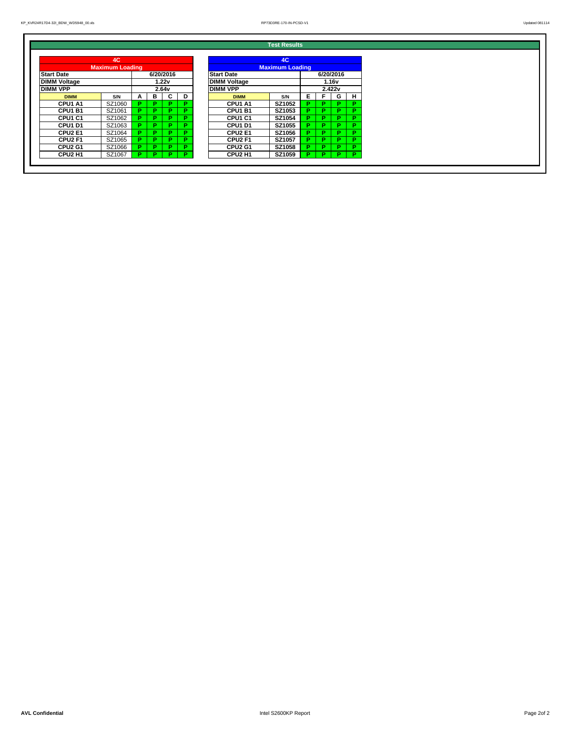## Test Results

| 4C Maximum Loading | | | | | |
|---|---|---|---|---|---|
| Start Date | | 6/20/2016 | | | |
| DIMM Voltage | | 1.22v | | | |
| DIMM VPP | | 2.64v | | | |
| DIMM | S/N | A | B | C | D |
| CPU1 A1 | SZ1060 | P | P | P | P |
| CPU1 B1 | SZ1061 | P | P | P | P |
| CPU1 C1 | SZ1062 | P | P | P | P |
| CPU1 D1 | SZ1063 | P | P | P | P |
| CPU2 E1 | SZ1064 | P | P | P | P |
| CPU2 F1 | SZ1065 | P | P | P | P |
| CPU2 G1 | SZ1066 | P | P | P | P |
| CPU2 H1 | SZ1067 | P | P | P | P |

| 4C Maximum Loading | | | | | |
|---|---|---|---|---|---|
| Start Date | | 6/20/2016 | | | |
| DIMM Voltage | | 1.16v | | | |
| DIMM VPP | | 2.422v | | | |
| DIMM | S/N | E | F | G | H |
| CPU1 A1 | SZ1052 | P | P | P | P |
| CPU1 B1 | SZ1053 | P | P | P | P |
| CPU1 C1 | SZ1054 | P | P | P | P |
| CPU1 D1 | SZ1055 | P | P | P | P |
| CPU2 E1 | SZ1056 | P | P | P | P |
| CPU2 F1 | SZ1057 | P | P | P | P |
| CPU2 G1 | SZ1058 | P | P | P | P |
| CPU2 H1 | SZ1059 | P | P | P | P |